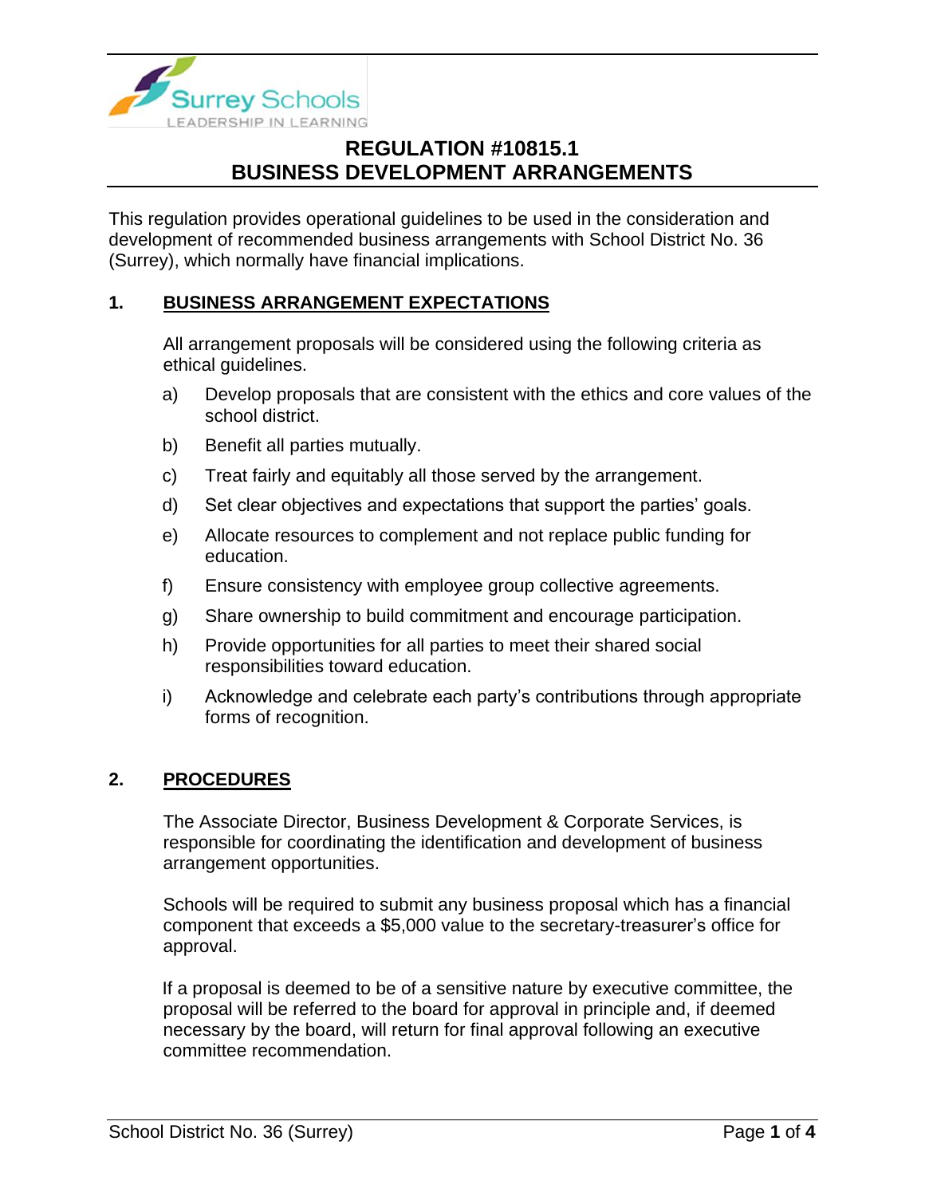# REGULATION #10815.1
# BUSINESS DEVELOPMENT ARRANGEMENTS

This regulation provides operational guidelines to be used in the consideration and development of recommended business arrangements with School District No. 36 (Surrey), which normally have financial implications.

## 1. BUSINESS ARRANGEMENT EXPECTATIONS

All arrangement proposals will be considered using the following criteria as ethical guidelines.

a) Develop proposals that are consistent with the ethics and core values of the school district.

b) Benefit all parties mutually.

c) Treat fairly and equitably all those served by the arrangement.

d) Set clear objectives and expectations that support the parties' goals.

e) Allocate resources to complement and not replace public funding for education.

f) Ensure consistency with employee group collective agreements.

g) Share ownership to build commitment and encourage participation.

h) Provide opportunities for all parties to meet their shared social responsibilities toward education.

i) Acknowledge and celebrate each party's contributions through appropriate forms of recognition.

## 2. PROCEDURES

The Associate Director, Business Development & Corporate Services, is responsible for coordinating the identification and development of business arrangement opportunities.

Schools will be required to submit any business proposal which has a financial component that exceeds a $5,000 value to the secretary-treasurer's office for approval.

If a proposal is deemed to be of a sensitive nature by executive committee, the proposal will be referred to the board for approval in principle and, if deemed necessary by the board, will return for final approval following an executive committee recommendation.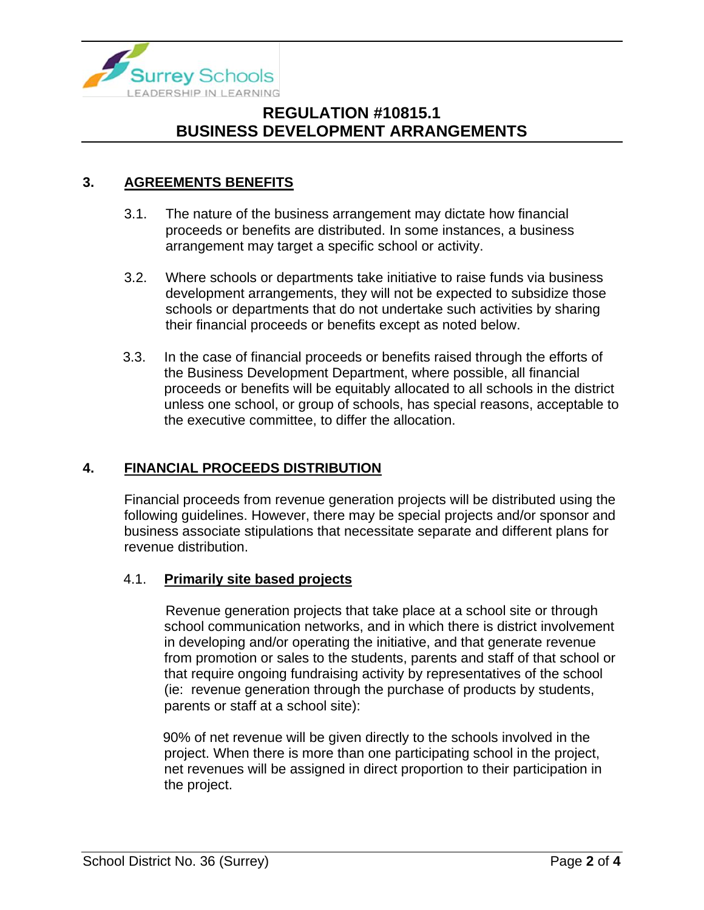## 3. AGREEMENTS BENEFITS

3.1. The nature of the business arrangement may dictate how financial proceeds or benefits are distributed. In some instances, a business arrangement may target a specific school or activity.

3.2. Where schools or departments take initiative to raise funds via business development arrangements, they will not be expected to subsidize those schools or departments that do not undertake such activities by sharing their financial proceeds or benefits except as noted below.

3.3. In the case of financial proceeds or benefits raised through the efforts of the Business Development Department, where possible, all financial proceeds or benefits will be equitably allocated to all schools in the district unless one school, or group of schools, has special reasons, acceptable to the executive committee, to differ the allocation.

## 4. FINANCIAL PROCEEDS DISTRIBUTION

Financial proceeds from revenue generation projects will be distributed using the following guidelines. However, there may be special projects and/or sponsor and business associate stipulations that necessitate separate and different plans for revenue distribution.

### 4.1. Primarily site based projects

Revenue generation projects that take place at a school site or through school communication networks, and in which there is district involvement in developing and/or operating the initiative, and that generate revenue from promotion or sales to the students, parents and staff of that school or that require ongoing fundraising activity by representatives of the school (ie: revenue generation through the purchase of products by students, parents or staff at a school site):

90% of net revenue will be given directly to the schools involved in the project. When there is more than one participating school in the project, net revenues will be assigned in direct proportion to their participation in the project.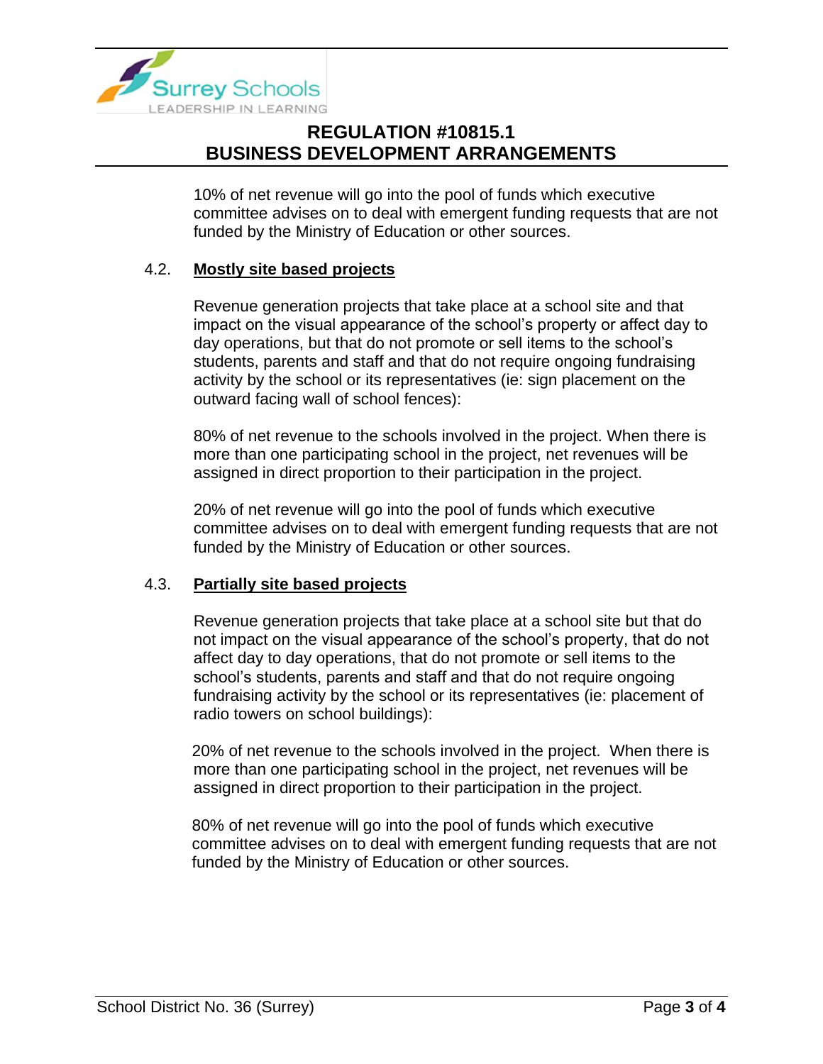10% of net revenue will go into the pool of funds which executive committee advises on to deal with emergent funding requests that are not funded by the Ministry of Education or other sources.

4.2. **Mostly site based projects**

Revenue generation projects that take place at a school site and that impact on the visual appearance of the school's property or affect day to day operations, but that do not promote or sell items to the school's students, parents and staff and that do not require ongoing fundraising activity by the school or its representatives (ie: sign placement on the outward facing wall of school fences):

80% of net revenue to the schools involved in the project. When there is more than one participating school in the project, net revenues will be assigned in direct proportion to their participation in the project.

20% of net revenue will go into the pool of funds which executive committee advises on to deal with emergent funding requests that are not funded by the Ministry of Education or other sources.

4.3. **Partially site based projects**

Revenue generation projects that take place at a school site but that do not impact on the visual appearance of the school's property, that do not affect day to day operations, that do not promote or sell items to the school's students, parents and staff and that do not require ongoing fundraising activity by the school or its representatives (ie: placement of radio towers on school buildings):

20% of net revenue to the schools involved in the project. When there is more than one participating school in the project, net revenues will be assigned in direct proportion to their participation in the project.

80% of net revenue will go into the pool of funds which executive committee advises on to deal with emergent funding requests that are not funded by the Ministry of Education or other sources.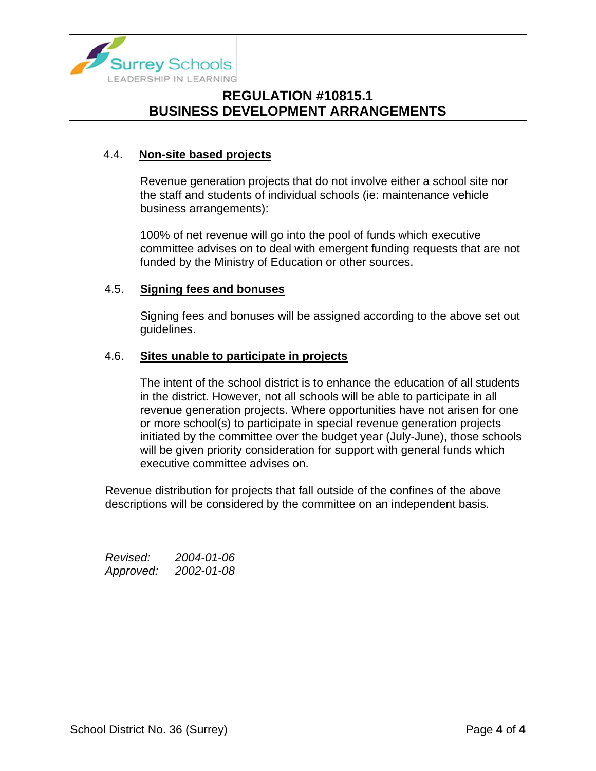4.4. **Non-site based projects**

Revenue generation projects that do not involve either a school site nor the staff and students of individual schools (ie: maintenance vehicle business arrangements):

100% of net revenue will go into the pool of funds which executive committee advises on to deal with emergent funding requests that are not funded by the Ministry of Education or other sources.

4.5. **Signing fees and bonuses**

Signing fees and bonuses will be assigned according to the above set out guidelines.

4.6. **Sites unable to participate in projects**

The intent of the school district is to enhance the education of all students in the district. However, not all schools will be able to participate in all revenue generation projects. Where opportunities have not arisen for one or more school(s) to participate in special revenue generation projects initiated by the committee over the budget year (July-June), those schools will be given priority consideration for support with general funds which executive committee advises on.

Revenue distribution for projects that fall outside of the confines of the above descriptions will be considered by the committee on an independent basis.

*Revised: 2004-01-06*
*Approved: 2002-01-08*